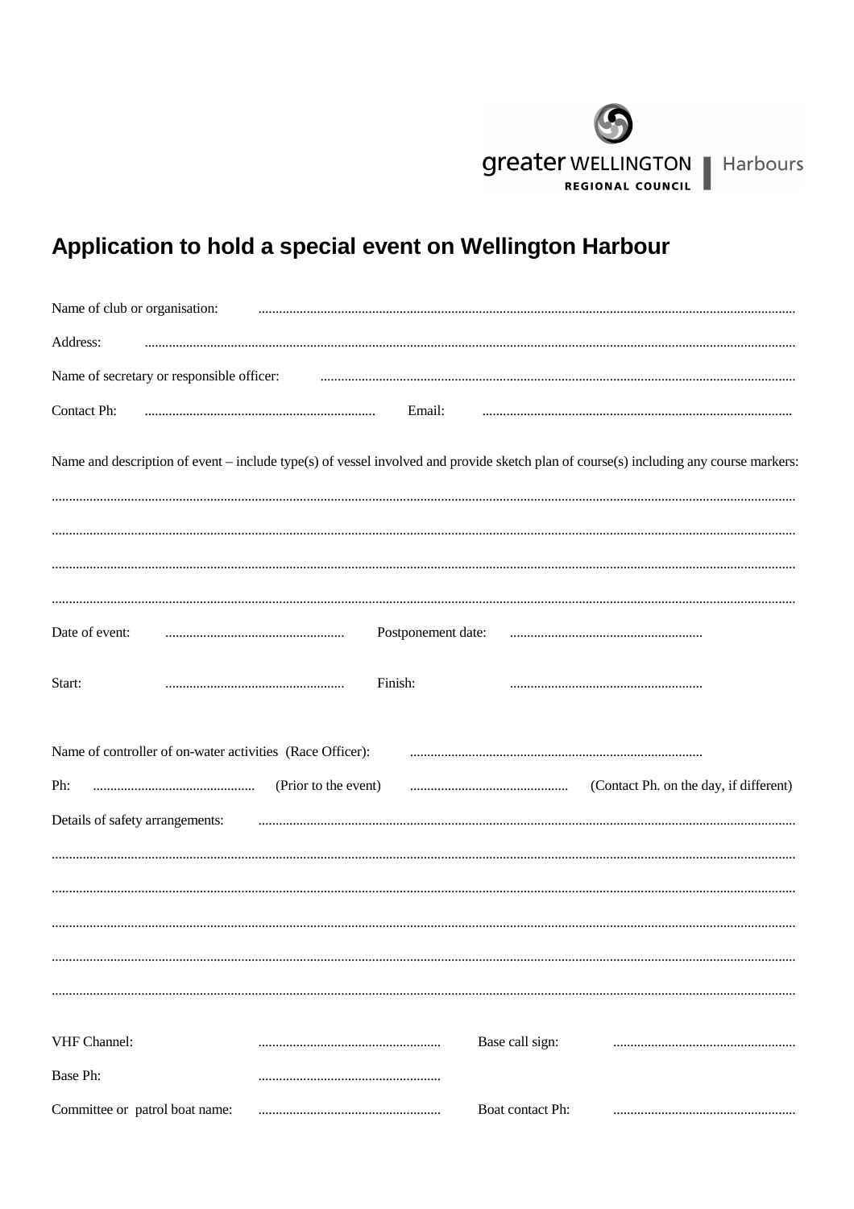greater WELLINGTON REGIONAL COUNCIL | Harbours

# Application to hold a special event on Wellington Harbour

Name of club or organisation: ..................................................................................................................................................

Address: ..................................................................................................................................................................

Name of secretary or responsible officer: ..........................................................................................................

Contact Ph: ................................................................... Email: .........................................................................................

Name and description of event – include type(s) of vessel involved and provide sketch plan of course(s) including any course markers:

..................................................................................................................................................................................

..................................................................................................................................................................................

..................................................................................................................................................................................

..................................................................................................................................................................................

Date of event: .................................................... Postponement date: ........................................................

Start: .................................................... Finish: ........................................................

Name of controller of on-water activities (Race Officer): ....................................................................................

Ph: ............................................... (Prior to the event) .............................................. (Contact Ph. on the day, if different)

Details of safety arrangements: .................................................................................................................................

..................................................................................................................................................................................

..................................................................................................................................................................................

..................................................................................................................................................................................

..................................................................................................................................................................................

..................................................................................................................................................................................

VHF Channel: ..................................................... Base call sign: .....................................................

Base Ph: .....................................................

Committee or patrol boat name: ..................................................... Boat contact Ph: .....................................................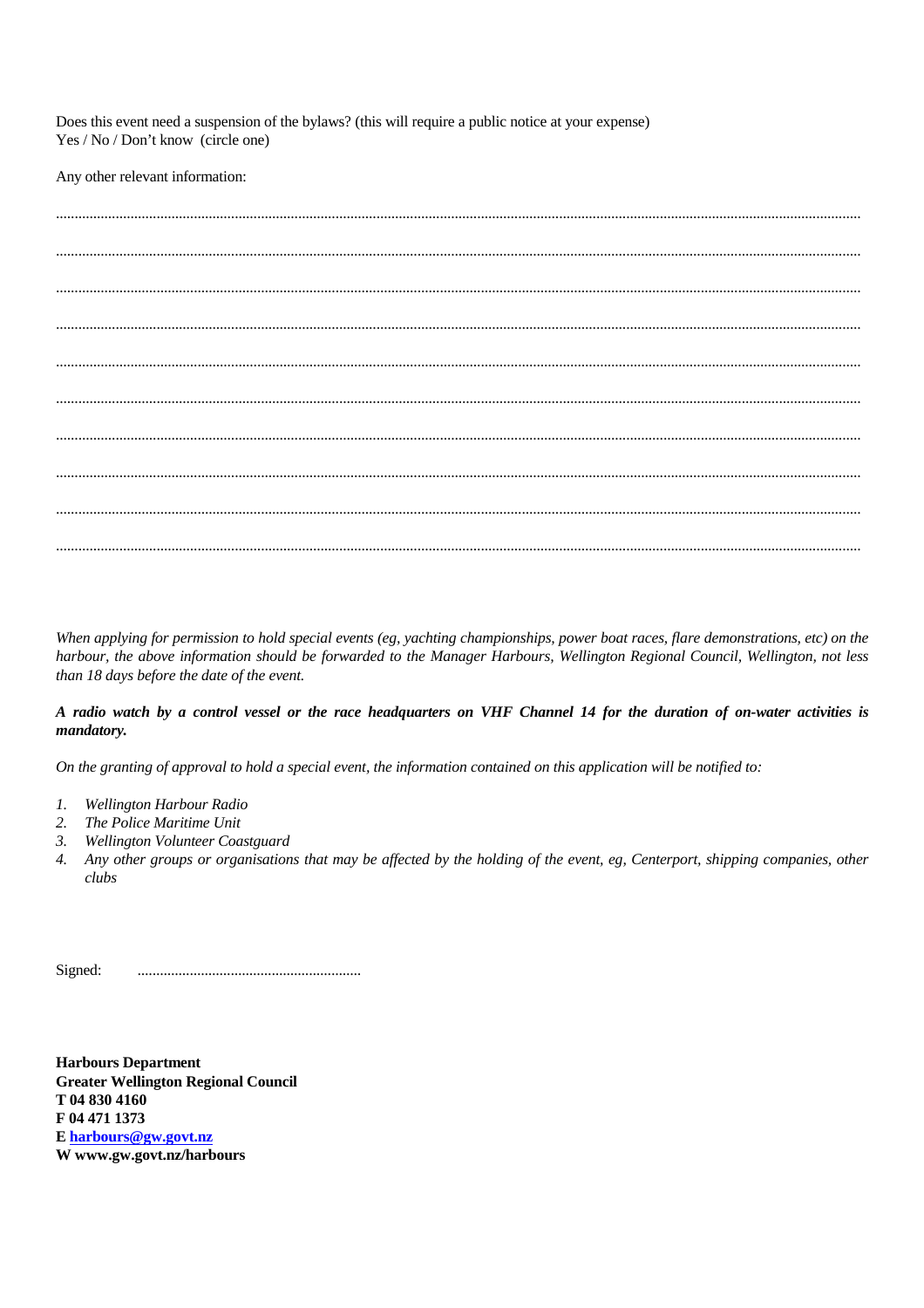Does this event need a suspension of the bylaws? (this will require a public notice at your expense)
Yes / No / Don't know (circle one)

Any other relevant information:

..........................................................................................................................................................................................................

..........................................................................................................................................................................................................

..........................................................................................................................................................................................................

..........................................................................................................................................................................................................

..........................................................................................................................................................................................................

..........................................................................................................................................................................................................

..........................................................................................................................................................................................................

..........................................................................................................................................................................................................

..........................................................................................................................................................................................................

..........................................................................................................................................................................................................

*When applying for permission to hold special events (eg, yachting championships, power boat races, flare demonstrations, etc) on the harbour, the above information should be forwarded to the Manager Harbours, Wellington Regional Council, Wellington, not less than 18 days before the date of the event.*

***A radio watch by a control vessel or the race headquarters on VHF Channel 14 for the duration of on-water activities is mandatory.***

*On the granting of approval to hold a special event, the information contained on this application will be notified to:*

1. *Wellington Harbour Radio*
2. *The Police Maritime Unit*
3. *Wellington Volunteer Coastguard*
4. *Any other groups or organisations that may be affected by the holding of the event, eg, Centerport, shipping companies, other clubs*

Signed: ...........................................................

**Harbours Department**
**Greater Wellington Regional Council**
**T 04 830 4160**
**F 04 471 1373**
**E harbours@gw.govt.nz**
**W www.gw.govt.nz/harbours**